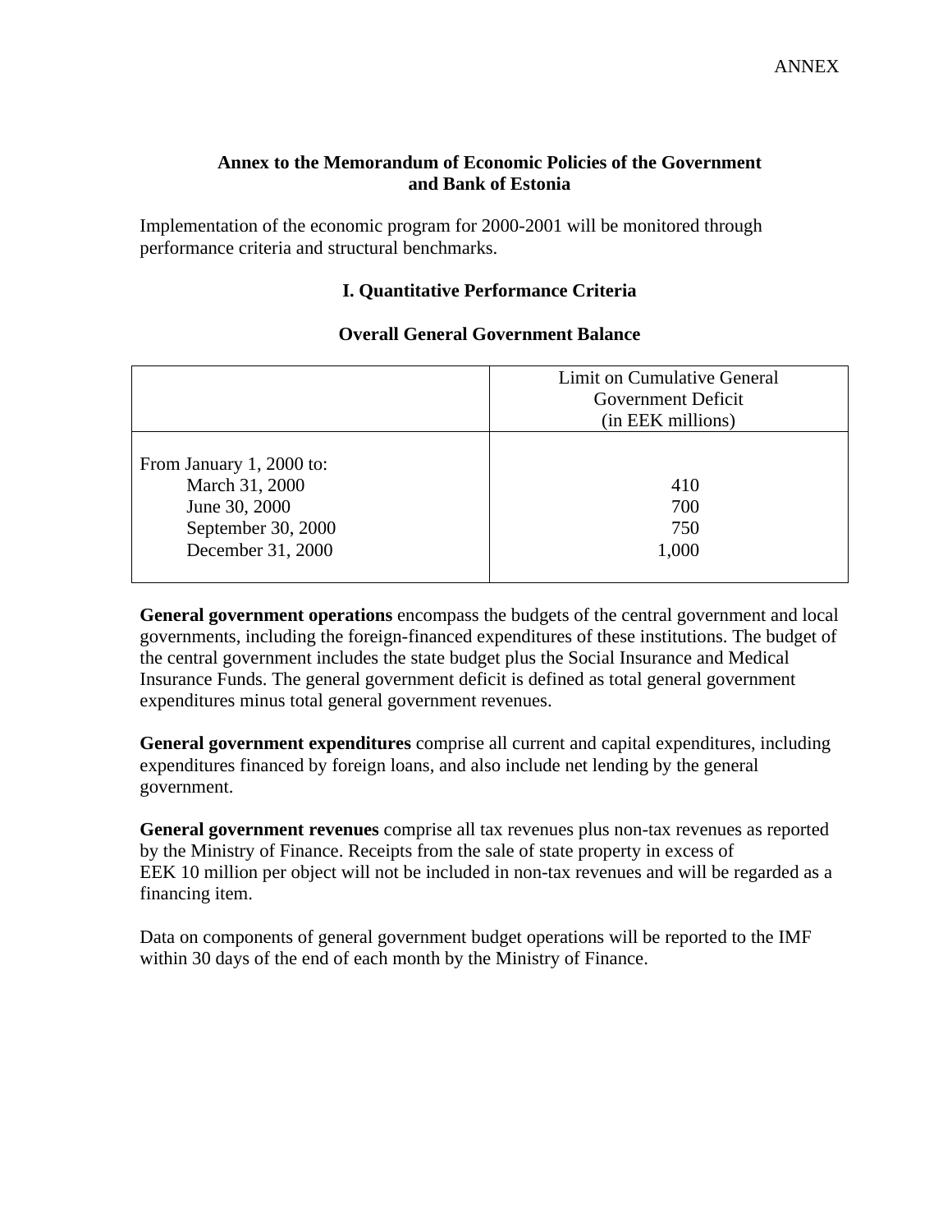ANNEX

## Annex to the Memorandum of Economic Policies of the Government and Bank of Estonia

Implementation of the economic program for 2000-2001 will be monitored through performance criteria and structural benchmarks.

### I. Quantitative Performance Criteria

#### Overall General Government Balance

| | Limit on Cumulative General Government Deficit (in EEK millions) |
|---|---|
| From January 1, 2000 to: | |
| March 31, 2000 | 410 |
| June 30, 2000 | 700 |
| September 30, 2000 | 750 |
| December 31, 2000 | 1,000 |

**General government operations** encompass the budgets of the central government and local governments, including the foreign-financed expenditures of these institutions. The budget of the central government includes the state budget plus the Social Insurance and Medical Insurance Funds. The general government deficit is defined as total general government expenditures minus total general government revenues.

**General government expenditures** comprise all current and capital expenditures, including expenditures financed by foreign loans, and also include net lending by the general government.

**General government revenues** comprise all tax revenues plus non-tax revenues as reported by the Ministry of Finance. Receipts from the sale of state property in excess of EEK 10 million per object will not be included in non-tax revenues and will be regarded as a financing item.

Data on components of general government budget operations will be reported to the IMF within 30 days of the end of each month by the Ministry of Finance.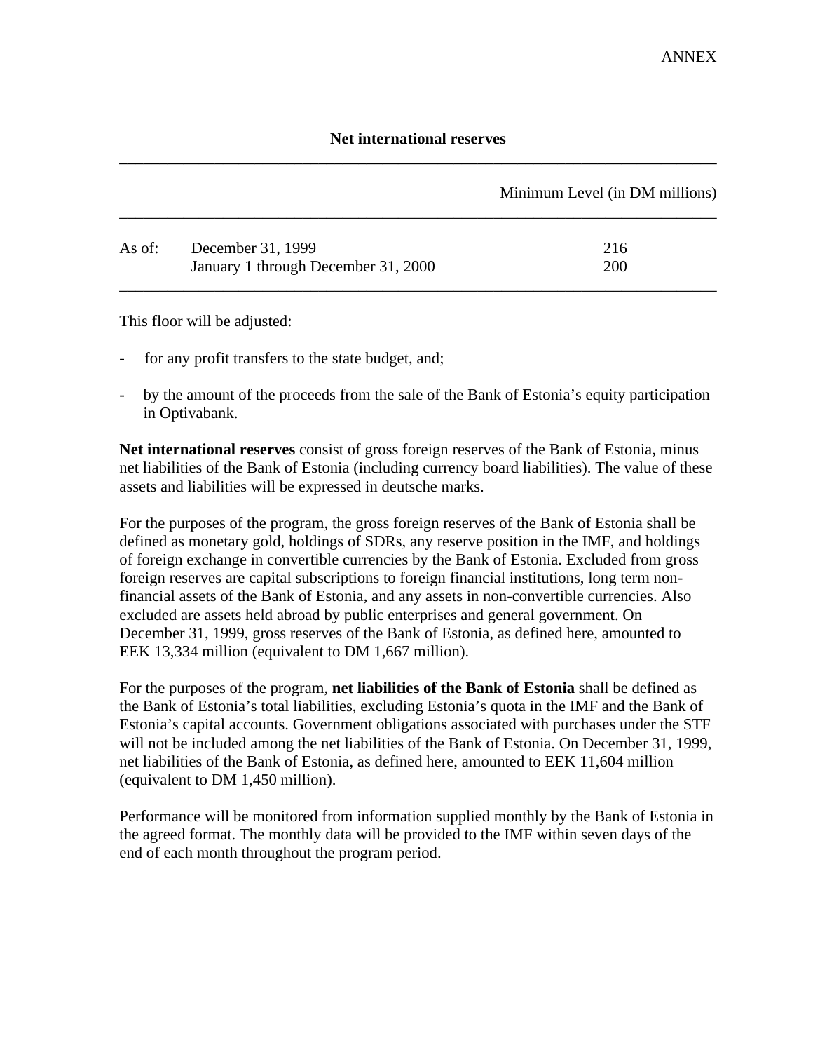ANNEX

## Net international reserves

| | | Minimum Level (in DM millions) |
|---|---|---|
| As of: | December 31, 1999 | 216 |
| | January 1 through December 31, 2000 | 200 |

This floor will be adjusted:

- for any profit transfers to the state budget, and;
- by the amount of the proceeds from the sale of the Bank of Estonia's equity participation in Optivabank.

**Net international reserves** consist of gross foreign reserves of the Bank of Estonia, minus net liabilities of the Bank of Estonia (including currency board liabilities). The value of these assets and liabilities will be expressed in deutsche marks.

For the purposes of the program, the gross foreign reserves of the Bank of Estonia shall be defined as monetary gold, holdings of SDRs, any reserve position in the IMF, and holdings of foreign exchange in convertible currencies by the Bank of Estonia. Excluded from gross foreign reserves are capital subscriptions to foreign financial institutions, long term non-financial assets of the Bank of Estonia, and any assets in non-convertible currencies. Also excluded are assets held abroad by public enterprises and general government. On December 31, 1999, gross reserves of the Bank of Estonia, as defined here, amounted to EEK 13,334 million (equivalent to DM 1,667 million).

For the purposes of the program, **net liabilities of the Bank of Estonia** shall be defined as the Bank of Estonia's total liabilities, excluding Estonia's quota in the IMF and the Bank of Estonia's capital accounts. Government obligations associated with purchases under the STF will not be included among the net liabilities of the Bank of Estonia. On December 31, 1999, net liabilities of the Bank of Estonia, as defined here, amounted to EEK 11,604 million (equivalent to DM 1,450 million).

Performance will be monitored from information supplied monthly by the Bank of Estonia in the agreed format. The monthly data will be provided to the IMF within seven days of the end of each month throughout the program period.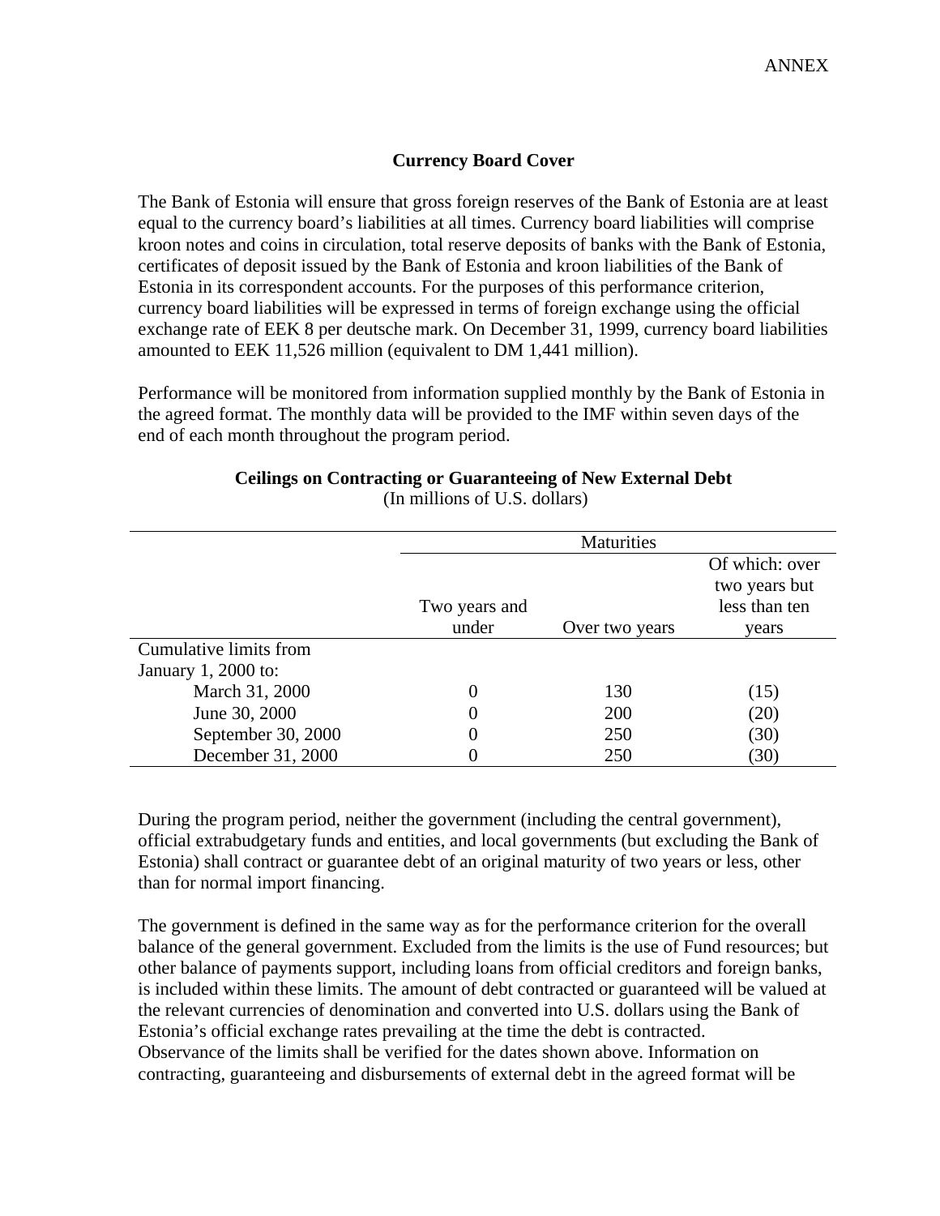ANNEX

**Currency Board Cover**

The Bank of Estonia will ensure that gross foreign reserves of the Bank of Estonia are at least equal to the currency board's liabilities at all times. Currency board liabilities will comprise kroon notes and coins in circulation, total reserve deposits of banks with the Bank of Estonia, certificates of deposit issued by the Bank of Estonia and kroon liabilities of the Bank of Estonia in its correspondent accounts. For the purposes of this performance criterion, currency board liabilities will be expressed in terms of foreign exchange using the official exchange rate of EEK 8 per deutsche mark. On December 31, 1999, currency board liabilities amounted to EEK 11,526 million (equivalent to DM 1,441 million).

Performance will be monitored from information supplied monthly by the Bank of Estonia in the agreed format. The monthly data will be provided to the IMF within seven days of the end of each month throughout the program period.

**Ceilings on Contracting or Guaranteeing of New External Debt**
(In millions of U.S. dollars)

| | Maturities | | |
|---|---|---|---|
| | Two years and under | Over two years | Of which: over two years but less than ten years |
| Cumulative limits from January 1, 2000 to: | | | |
| March 31, 2000 | 0 | 130 | (15) |
| June 30, 2000 | 0 | 200 | (20) |
| September 30, 2000 | 0 | 250 | (30) |
| December 31, 2000 | 0 | 250 | (30) |

During the program period, neither the government (including the central government), official extrabudgetary funds and entities, and local governments (but excluding the Bank of Estonia) shall contract or guarantee debt of an original maturity of two years or less, other than for normal import financing.

The government is defined in the same way as for the performance criterion for the overall balance of the general government. Excluded from the limits is the use of Fund resources; but other balance of payments support, including loans from official creditors and foreign banks, is included within these limits. The amount of debt contracted or guaranteed will be valued at the relevant currencies of denomination and converted into U.S. dollars using the Bank of Estonia's official exchange rates prevailing at the time the debt is contracted.
Observance of the limits shall be verified for the dates shown above. Information on contracting, guaranteeing and disbursements of external debt in the agreed format will be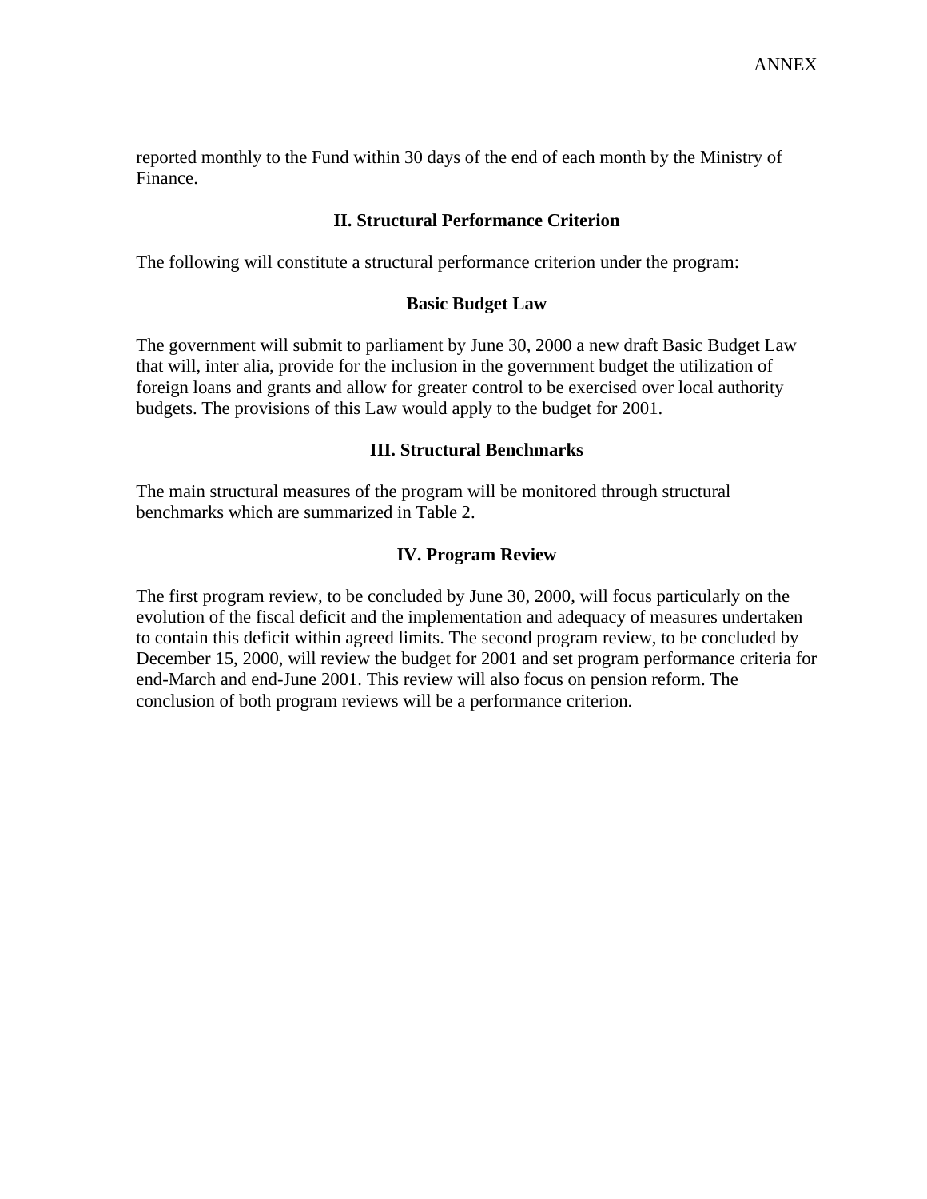reported monthly to the Fund within 30 days of the end of each month by the Ministry of Finance.

## II. Structural Performance Criterion

The following will constitute a structural performance criterion under the program:

### Basic Budget Law

The government will submit to parliament by June 30, 2000 a new draft Basic Budget Law that will, inter alia, provide for the inclusion in the government budget the utilization of foreign loans and grants and allow for greater control to be exercised over local authority budgets. The provisions of this Law would apply to the budget for 2001.

## III. Structural Benchmarks

The main structural measures of the program will be monitored through structural benchmarks which are summarized in Table 2.

## IV. Program Review

The first program review, to be concluded by June 30, 2000, will focus particularly on the evolution of the fiscal deficit and the implementation and adequacy of measures undertaken to contain this deficit within agreed limits. The second program review, to be concluded by December 15, 2000, will review the budget for 2001 and set program performance criteria for end-March and end-June 2001. This review will also focus on pension reform. The conclusion of both program reviews will be a performance criterion.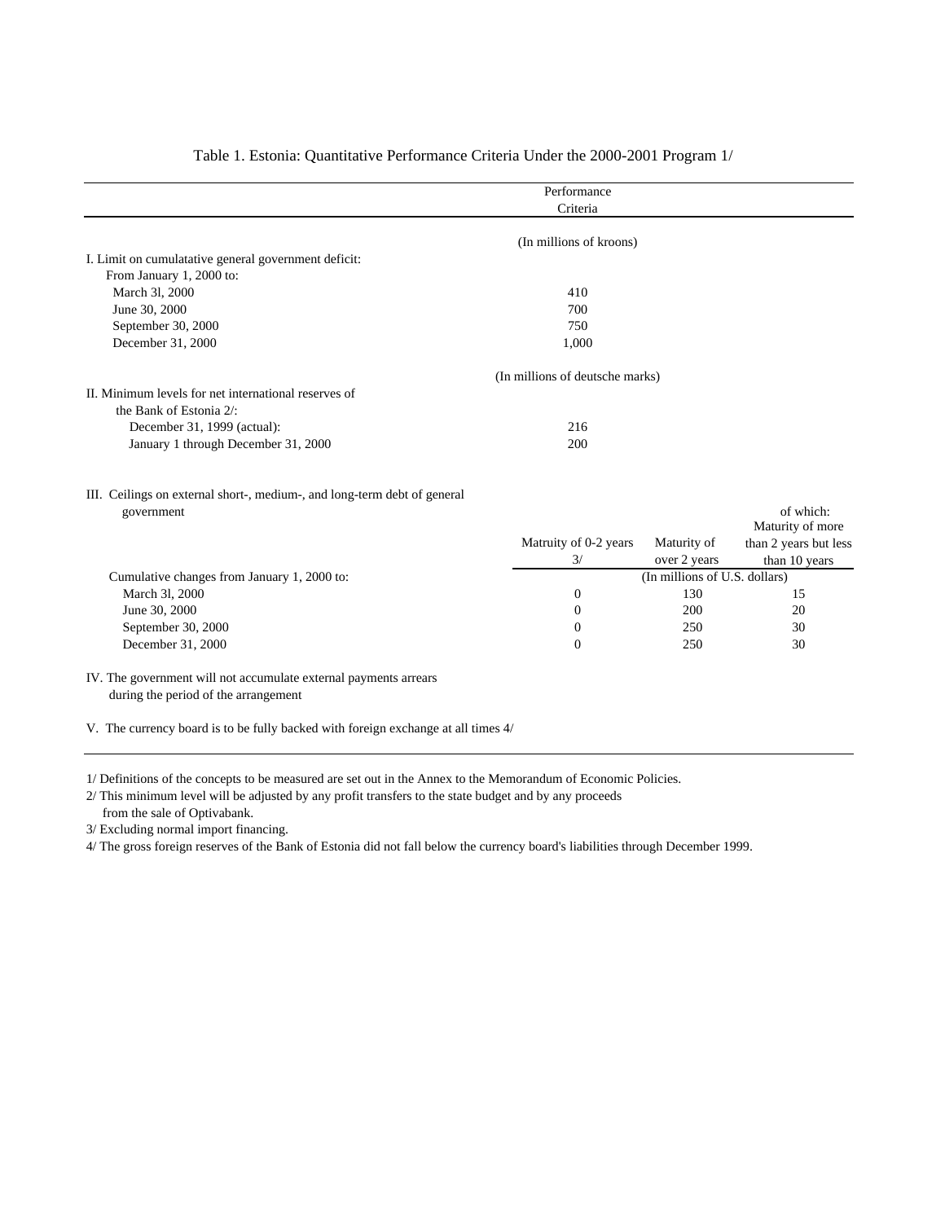## Table 1. Estonia: Quantitative Performance Criteria Under the 2000-2001 Program 1/

| | Performance Criteria | | |
|---|---|---|---|
| | (In millions of kroons) | | |
| I. Limit on cumulatative general government deficit: | | | |
| From January 1, 2000 to: | | | |
| March 3l, 2000 | 410 | | |
| June 30, 2000 | 700 | | |
| September 30, 2000 | 750 | | |
| December 31, 2000 | 1,000 | | |
| | (In millions of deutsche marks) | | |
| II. Minimum levels for net international reserves of the Bank of Estonia 2/: | | | |
| December 31, 1999 (actual): | 216 | | |
| January 1 through December 31, 2000 | 200 | | |
| III. Ceilings on external short-, medium-, and long-term debt of general government | Matruity of 0-2 years 3/ | Maturity of over 2 years | of which: Maturity of more than 2 years but less than 10 years |
| | (In millions of U.S. dollars) | | |
| Cumulative changes from January 1, 2000 to: | | | |
| March 3l, 2000 | 0 | 130 | 15 |
| June 30, 2000 | 0 | 200 | 20 |
| September 30, 2000 | 0 | 250 | 30 |
| December 31, 2000 | 0 | 250 | 30 |

IV. The government will not accumulate external payments arrears during the period of the arrangement

V. The currency board is to be fully backed with foreign exchange at all times 4/

1/ Definitions of the concepts to be measured are set out in the Annex to the Memorandum of Economic Policies.

2/ This minimum level will be adjusted by any profit transfers to the state budget and by any proceeds from the sale of Optivabank.

3/ Excluding normal import financing.

4/ The gross foreign reserves of the Bank of Estonia did not fall below the currency board's liabilities through December 1999.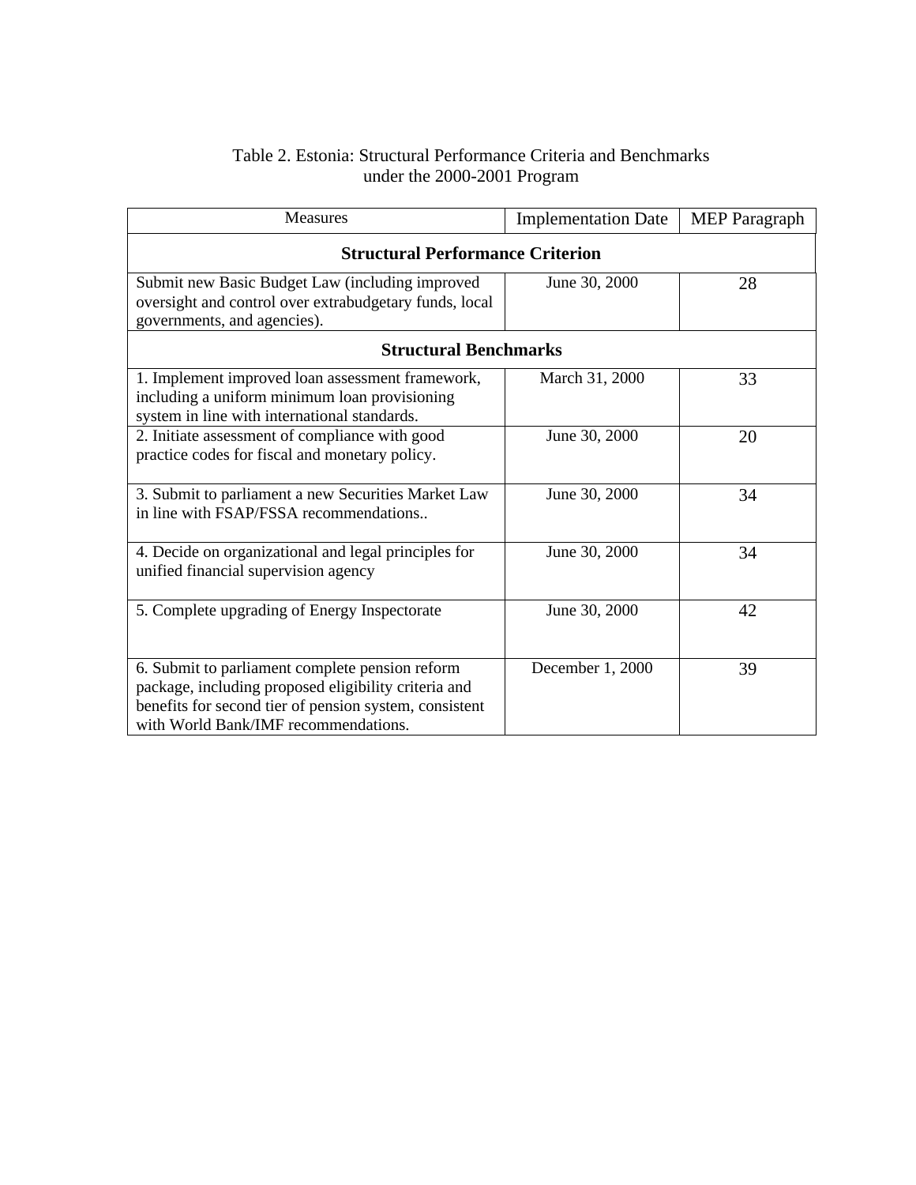Table 2. Estonia: Structural Performance Criteria and Benchmarks under the 2000-2001 Program

| Measures | Implementation Date | MEP Paragraph |
|---|---|---|
| **Structural Performance Criterion** | | |
| Submit new Basic Budget Law (including improved oversight and control over extrabudgetary funds, local governments, and agencies). | June 30, 2000 | 28 |
| **Structural Benchmarks** | | |
| 1. Implement improved loan assessment framework, including a uniform minimum loan provisioning system in line with international standards. | March 31, 2000 | 33 |
| 2. Initiate assessment of compliance with good practice codes for fiscal and monetary policy. | June 30, 2000 | 20 |
| 3. Submit to parliament a new Securities Market Law in line with FSAP/FSSA recommendations.. | June 30, 2000 | 34 |
| 4. Decide on organizational and legal principles for unified financial supervision agency | June 30, 2000 | 34 |
| 5. Complete upgrading of Energy Inspectorate | June 30, 2000 | 42 |
| 6. Submit to parliament complete pension reform package, including proposed eligibility criteria and benefits for second tier of pension system, consistent with World Bank/IMF recommendations. | December 1, 2000 | 39 |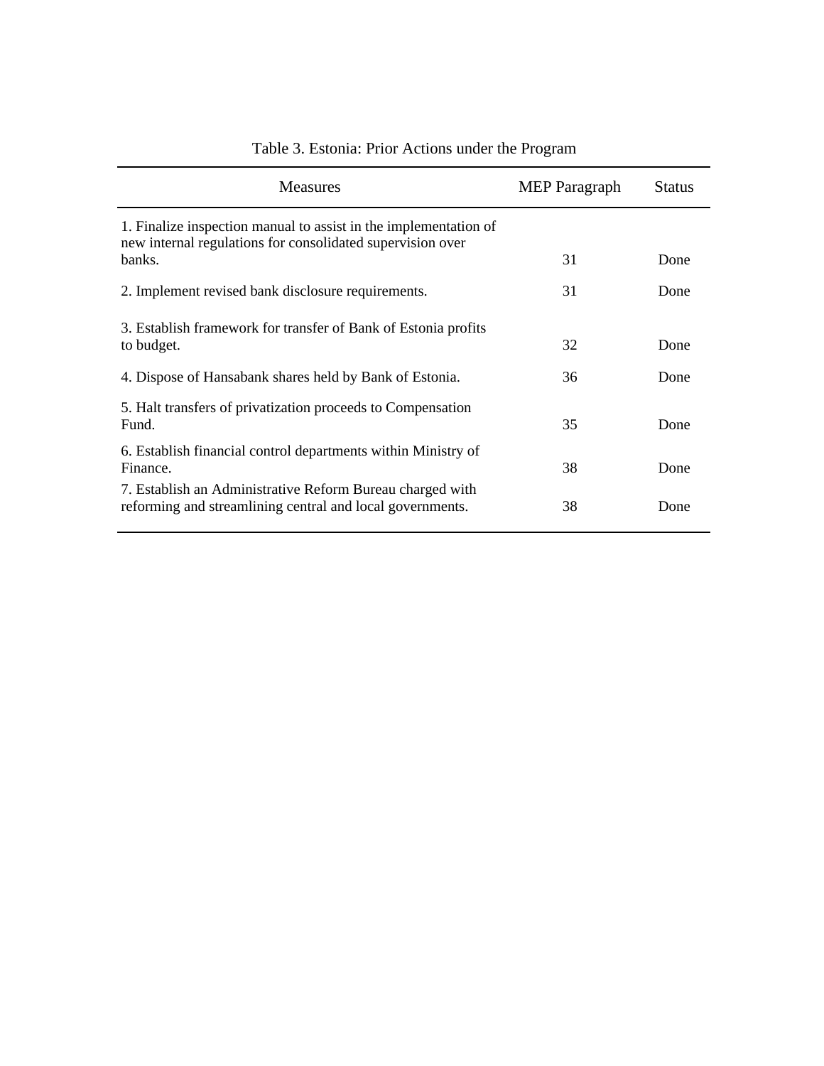Table 3. Estonia: Prior Actions under the Program

| Measures | MEP Paragraph | Status |
| --- | --- | --- |
| 1. Finalize inspection manual to assist in the implementation of new internal regulations for consolidated supervision over banks. | 31 | Done |
| 2. Implement revised bank disclosure requirements. | 31 | Done |
| 3. Establish framework for transfer of Bank of Estonia profits to budget. | 32 | Done |
| 4. Dispose of Hansabank shares held by Bank of Estonia. | 36 | Done |
| 5. Halt transfers of privatization proceeds to Compensation Fund. | 35 | Done |
| 6. Establish financial control departments within Ministry of Finance. | 38 | Done |
| 7. Establish an Administrative Reform Bureau charged with reforming and streamlining central and local governments. | 38 | Done |